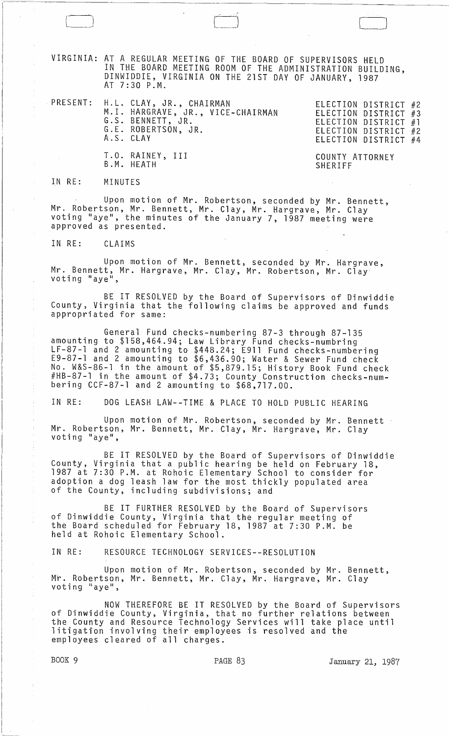VIRGINIA: AT A REGULAR MEETING OF THE BOARD OF SUPERVISORS HELD IN THE BOARD MEETING ROOM OF THE ADMINISTRATION BUILDING, DINWIDDIE, VIRGINIA ON THE 21ST DAY OF JANUARY, 1987 AT 7:30 P.M.

| PRESENT: | | |
|---|---|---|
| | H.L. CLAY, JR., CHAIRMAN | ELECTION DISTRICT #2 |
| | M.I. HARGRAVE, JR., VICE-CHAIRMAN | ELECTION DISTRICT #3 |
| | G.S. BENNETT, JR. | ELECTION DISTRICT #1 |
| | G.E. ROBERTSON, JR. | ELECTION DISTRICT #2 |
| | A.S. CLAY | ELECTION DISTRICT #4 |
| | T.O. RAINEY, III | COUNTY ATTORNEY |
| | B.M. HEATH | SHERIFF |

IN RE: MINUTES

Upon motion of Mr. Robertson, seconded by Mr. Bennett, Mr. Robertson, Mr. Bennett, Mr. Clay, Mr. Hargrave, Mr. Clay voting "aye", the minutes of the January 7, 1987 meeting were approved as presented.

IN RE: CLAIMS

Upon motion of Mr. Bennett, seconded by Mr. Hargrave, Mr. Bennett, Mr. Hargrave, Mr. Clay, Mr. Robertson, Mr. Clay voting "aye",

BE IT RESOLVED by the Board of Supervisors of Dinwiddie County, Virginia that the following claims be approved and funds appropriated for same:

General Fund checks-numbering 87-3 through 87-135 amounting to $158,464.94; Law Library Fund checks-numbring LF-87-1 and 2 amounting to $448.24; E911 Fund checks-numbering E9-87-1 and 2 amounting to $6,436.90; Water & Sewer Fund check No. W&S-86-1 in the amount of $5,879.15; History Book Fund check #HB-87-1 in the amount of $4.73; County Construction checks-numbering CCF-87-1 and 2 amounting to $68,717.00.

IN RE: DOG LEASH LAW--TIME & PLACE TO HOLD PUBLIC HEARING

Upon motion of Mr. Robertson, seconded by Mr. Bennett Mr. Robertson, Mr. Bennett, Mr. Clay, Mr. Hargrave, Mr. Clay voting "aye",

BE IT RESOLVED by the Board of Supervisors of Dinwiddie County, Virginia that a public hearing be held on February 18, 1987 at 7:30 P.M. at Rohoic Elementary School to consider for adoption a dog leash law for the most thickly populated area of the County, including subdivisions; and

BE IT FURTHER RESOLVED by the Board of Supervisors of Dinwiddie County, Virginia that the regular meeting of the Board scheduled for February 18, 1987 at 7:30 P.M. be held at Rohoic Elementary School.

IN RE: RESOURCE TECHNOLOGY SERVICES--RESOLUTION

Upon motion of Mr. Robertson, seconded by Mr. Bennett, Mr. Robertson, Mr. Bennett, Mr. Clay, Mr. Hargrave, Mr. Clay voting "aye",

NOW THEREFORE BE IT RESOLVED by the Board of Supervisors of Dinwiddie County, Virginia, that no further relations between the County and Resource Technology Services will take place until litigation involving their employees is resolved and the employees cleared of all charges.

BOOK 9 PAGE 83 January 21, 1987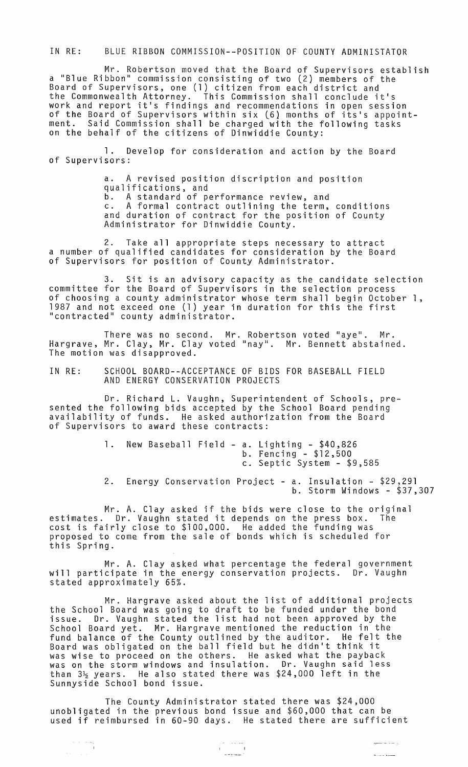IN RE: BLUE RIBBON COMMISSION--POSITION OF COUNTY ADMINISTATOR

Mr. Robertson moved that the Board of Supervisors establish a "Blue Ribbon" commission consisting of two (2) members of the Board of Supervisors, one (1) citizen from each district and the Commonwealth Attorney. This Commission shall conclude it's work and report it's findings and recommendations in open session of the Board of Supervisors within six (6) months of its's appointment. Said Commission shall be charged with the following tasks on the behalf of the citizens of Dinwiddie County:

1. Develop for consideration and action by the Board of Supervisors:

   a. A revised position discription and position qualifications, and
   b. A standard of performance review, and
   c. A formal contract outlining the term, conditions and duration of contract for the position of County Administrator for Dinwiddie County.

2. Take all appropriate steps necessary to attract a number of qualified candidates for consideration by the Board of Supervisors for position of County Administrator.

3. Sit is an advisory capacity as the candidate selection committee for the Board of Supervisors in the selection process of choosing a county administrator whose term shall begin October 1, 1987 and not exceed one (1) year in duration for this the first "contracted" county administrator.

There was no second. Mr. Robertson voted "aye". Mr. Hargrave, Mr. Clay, Mr. Clay voted "nay". Mr. Bennett abstained. The motion was disapproved.

IN RE: SCHOOL BOARD--ACCEPTANCE OF BIDS FOR BASEBALL FIELD AND ENERGY CONSERVATION PROJECTS

Dr. Richard L. Vaughn, Superintendent of Schools, presented the following bids accepted by the School Board pending availability of funds. He asked authorization from the Board of Supervisors to award these contracts:

1. New Baseball Field - a. Lighting - $40,826
   b. Fencing - $12,500
   c. Septic System - $9,585

2. Energy Conservation Project - a. Insulation - $29,291
   b. Storm Windows - $37,307

Mr. A. Clay asked if the bids were close to the original estimates. Dr. Vaughn stated it depends on the press box. The cost is fairly close to $100,000. He added the funding was proposed to come from the sale of bonds which is scheduled for this Spring.

Mr. A. Clay asked what percentage the federal government will participate in the energy conservation projects. Dr. Vaughn stated approximately 65%.

Mr. Hargrave asked about the list of additional projects the School Board was going to draft to be funded under the bond issue. Dr. Vaughn stated the list had not been approved by the School Board yet. Mr. Hargrave mentioned the reduction in the fund balance of the County outlined by the auditor. He felt the Board was obligated on the ball field but he didn't think it was wise to proceed on the others. He asked what the payback was on the storm windows and insulation. Dr. Vaughn said less than 3½ years. He also stated there was $24,000 left in the Sunnyside School bond issue.

The County Administrator stated there was $24,000 unobligated in the previous bond issue and $60,000 that can be used if reimbursed in 60-90 days. He stated there are sufficient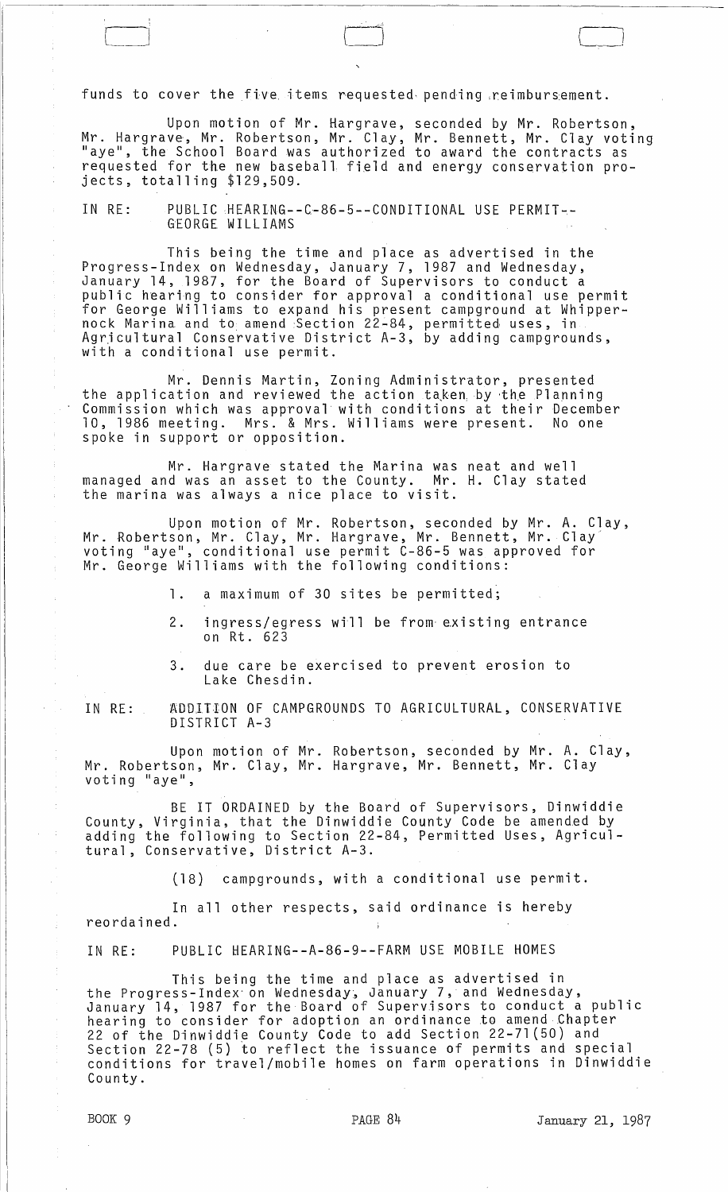funds to cover the five items requested pending reimbursement.

Upon motion of Mr. Hargrave, seconded by Mr. Robertson, Mr. Hargrave, Mr. Robertson, Mr. Clay, Mr. Bennett, Mr. Clay voting "aye", the School Board was authorized to award the contracts as requested for the new baseball field and energy conservation projects, totalling $129,509.

IN RE: PUBLIC HEARING--C-86-5--CONDITIONAL USE PERMIT-- GEORGE WILLIAMS

This being the time and place as advertised in the Progress-Index on Wednesday, January 7, 1987 and Wednesday, January 14, 1987, for the Board of Supervisors to conduct a public hearing to consider for approval a conditional use permit for George Williams to expand his present campground at Whippernock Marina and to amend Section 22-84, permitted uses, in Agricultural Conservative District A-3, by adding campgrounds, with a conditional use permit.

Mr. Dennis Martin, Zoning Administrator, presented the application and reviewed the action taken by the Planning Commission which was approval with conditions at their December 10, 1986 meeting. Mrs. & Mrs. Williams were present. No one spoke in support or opposition.

Mr. Hargrave stated the Marina was neat and well managed and was an asset to the County. Mr. H. Clay stated the marina was always a nice place to visit.

Upon motion of Mr. Robertson, seconded by Mr. A. Clay, Mr. Robertson, Mr. Clay, Mr. Hargrave, Mr. Bennett, Mr. Clay voting "aye", conditional use permit C-86-5 was approved for Mr. George Williams with the following conditions:

1. a maximum of 30 sites be permitted;
2. ingress/egress will be from existing entrance on Rt. 623
3. due care be exercised to prevent erosion to Lake Chesdin.

IN RE: ADDITION OF CAMPGROUNDS TO AGRICULTURAL, CONSERVATIVE DISTRICT A-3

Upon motion of Mr. Robertson, seconded by Mr. A. Clay, Mr. Robertson, Mr. Clay, Mr. Hargrave, Mr. Bennett, Mr. Clay voting "aye",

BE IT ORDAINED by the Board of Supervisors, Dinwiddie County, Virginia, that the Dinwiddie County Code be amended by adding the following to Section 22-84, Permitted Uses, Agricultural, Conservative, District A-3.

(18) campgrounds, with a conditional use permit.

In all other respects, said ordinance is hereby reordained.

IN RE: PUBLIC HEARING--A-86-9--FARM USE MOBILE HOMES

This being the time and place as advertised in the Progress-Index on Wednesday, January 7, and Wednesday, January 14, 1987 for the Board of Supervisors to conduct a public hearing to consider for adoption an ordinance to amend Chapter 22 of the Dinwiddie County Code to add Section 22-71(50) and Section 22-78 (5) to reflect the issuance of permits and special conditions for travel/mobile homes on farm operations in Dinwiddie County.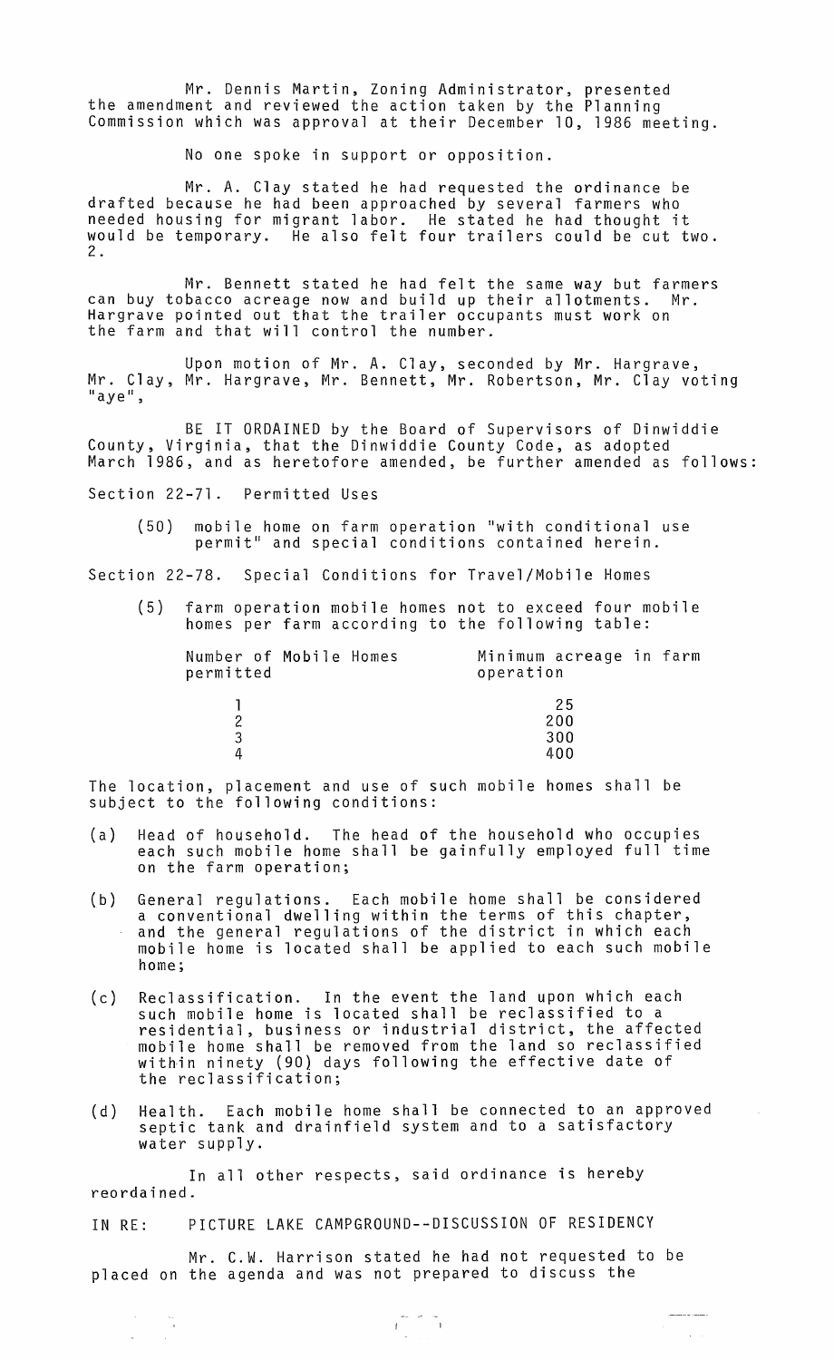Mr. Dennis Martin, Zoning Administrator, presented the amendment and reviewed the action taken by the Planning Commission which was approval at their December 10, 1986 meeting.

No one spoke in support or opposition.

Mr. A. Clay stated he had requested the ordinance be drafted because he had been approached by several farmers who needed housing for migrant labor. He stated he had thought it would be temporary. He also felt four trailers could be cut two. 2.

Mr. Bennett stated he had felt the same way but farmers can buy tobacco acreage now and build up their allotments. Mr. Hargrave pointed out that the trailer occupants must work on the farm and that will control the number.

Upon motion of Mr. A. Clay, seconded by Mr. Hargrave, Mr. Clay, Mr. Hargrave, Mr. Bennett, Mr. Robertson, Mr. Clay voting "aye",

BE IT ORDAINED by the Board of Supervisors of Dinwiddie County, Virginia, that the Dinwiddie County Code, as adopted March 1986, and as heretofore amended, be further amended as follows:

Section 22-71. Permitted Uses

(50) mobile home on farm operation "with conditional use permit" and special conditions contained herein.

Section 22-78. Special Conditions for Travel/Mobile Homes

(5) farm operation mobile homes not to exceed four mobile homes per farm according to the following table:

| Number of Mobile Homes permitted | Minimum acreage in farm operation |
|---|---|
| 1 | 25 |
| 2 | 200 |
| 3 | 300 |
| 4 | 400 |

The location, placement and use of such mobile homes shall be subject to the following conditions:

(a) Head of household. The head of the household who occupies each such mobile home shall be gainfully employed full time on the farm operation;

(b) General regulations. Each mobile home shall be considered a conventional dwelling within the terms of this chapter, and the general regulations of the district in which each mobile home is located shall be applied to each such mobile home;

(c) Reclassification. In the event the land upon which each such mobile home is located shall be reclassified to a residential, business or industrial district, the affected mobile home shall be removed from the land so reclassified within ninety (90) days following the effective date of the reclassification;

(d) Health. Each mobile home shall be connected to an approved septic tank and drainfield system and to a satisfactory water supply.

In all other respects, said ordinance is hereby reordained.

IN RE: PICTURE LAKE CAMPGROUND--DISCUSSION OF RESIDENCY

Mr. C.W. Harrison stated he had not requested to be placed on the agenda and was not prepared to discuss the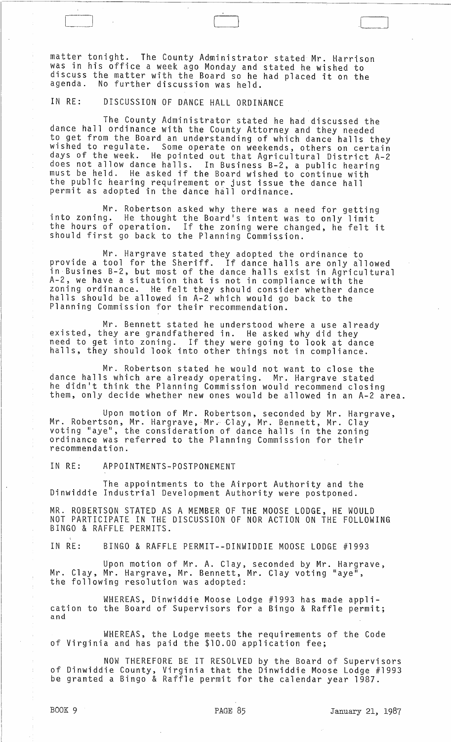matter tonight. The County Administrator stated Mr. Harrison was in his office a week ago Monday and stated he wished to discuss the matter with the Board so he had placed it on the agenda. No further discussion was held.

IN RE: DISCUSSION OF DANCE HALL ORDINANCE

The County Administrator stated he had discussed the dance hall ordinance with the County Attorney and they needed to get from the Board an understanding of which dance halls they wished to regulate. Some operate on weekends, others on certain days of the week. He pointed out that Agricultural District A-2 does not allow dance halls. In Business B-2, a public hearing must be held. He asked if the Board wished to continue with the public hearing requirement or just issue the dance hall permit as adopted in the dance hall ordinance.

Mr. Robertson asked why there was a need for getting into zoning. He thought the Board's intent was to only limit the hours of operation. If the zoning were changed, he felt it should first go back to the Planning Commission.

Mr. Hargrave stated they adopted the ordinance to provide a tool for the Sheriff. If dance halls are only allowed in Busines B-2, but most of the dance halls exist in Agricultural A-2, we have a situation that is not in compliance with the zoning ordinance. He felt they should consider whether dance halls should be allowed in A-2 which would go back to the Planning Commission for their recommendation.

Mr. Bennett stated he understood where a use already existed, they are grandfathered in. He asked why did they need to get into zoning. If they were going to look at dance halls, they should look into other things not in compliance.

Mr. Robertson stated he would not want to close the dance halls which are already operating. Mr. Hargrave stated he didn't think the Planning Commission would recommend closing them, only decide whether new ones would be allowed in an A-2 area.

Upon motion of Mr. Robertson, seconded by Mr. Hargrave, Mr. Robertson, Mr. Hargrave, Mr. Clay, Mr. Bennett, Mr. Clay voting "aye", the consideration of dance halls in the zoning ordinance was referred to the Planning Commission for their recommendation.

IN RE: APPOINTMENTS-POSTPONEMENT

The appointments to the Airport Authority and the Dinwiddie Industrial Development Authority were postponed.

MR. ROBERTSON STATED AS A MEMBER OF THE MOOSE LODGE, HE WOULD NOT PARTICIPATE IN THE DISCUSSION OF NOR ACTION ON THE FOLLOWING BINGO & RAFFLE PERMITS.

IN RE: BINGO & RAFFLE PERMIT--DINWIDDIE MOOSE LODGE #1993

Upon motion of Mr. A. Clay, seconded by Mr. Hargrave, Mr. Clay, Mr. Hargrave, Mr. Bennett, Mr. Clay voting "aye", the following resolution was adopted:

WHEREAS, Dinwiddie Moose Lodge #1993 has made application to the Board of Supervisors for a Bingo & Raffle permit; and

WHEREAS, the Lodge meets the requirements of the Code of Virginia and has paid the $10.00 application fee;

NOW THEREFORE BE IT RESOLVED by the Board of Supervisors of Dinwiddie County, Virginia that the Dinwiddie Moose Lodge #1993 be granted a Bingo & Raffle permit for the calendar year 1987.

BOOK 9 PAGE 85 January 21, 1987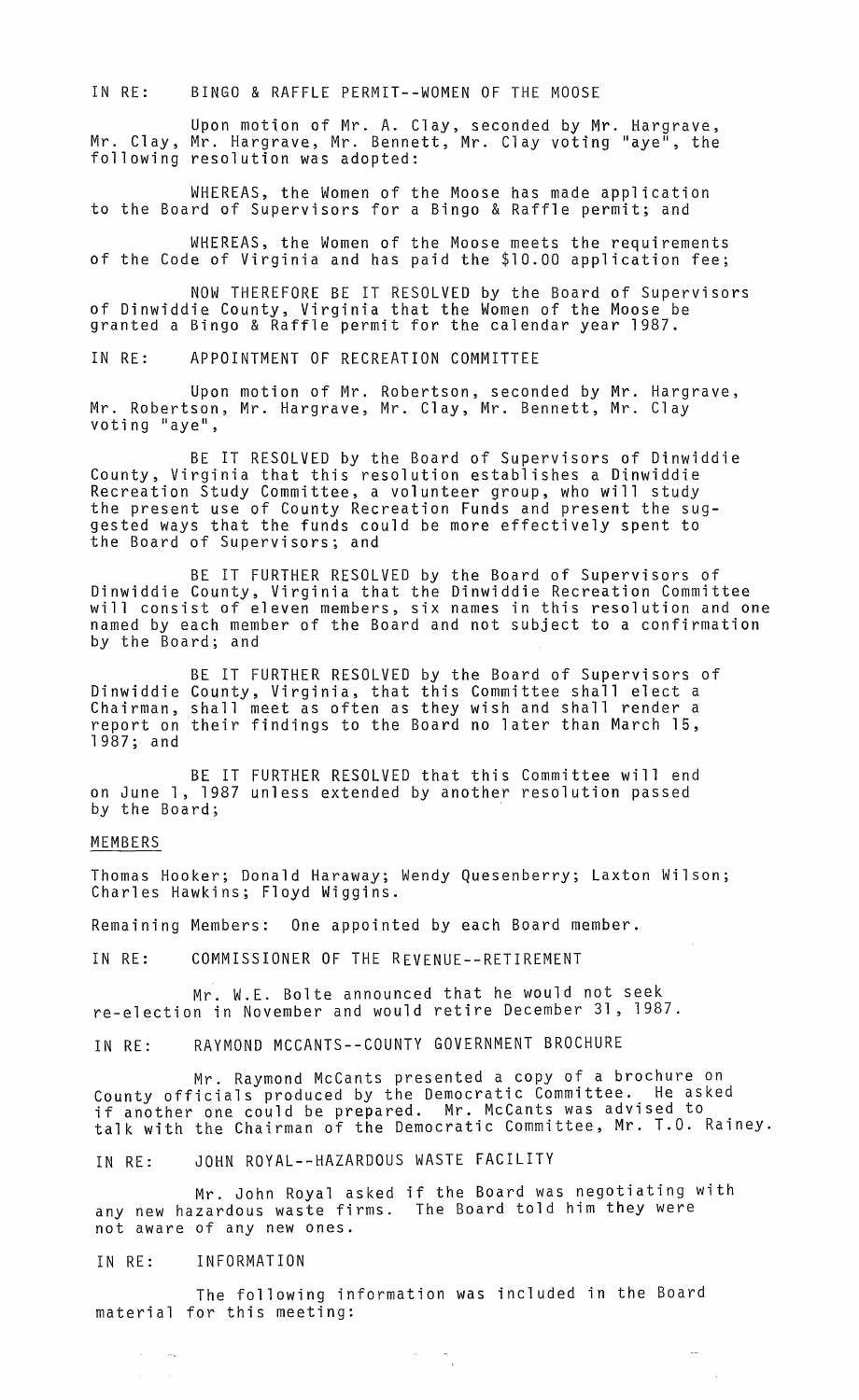IN RE: BINGO & RAFFLE PERMIT--WOMEN OF THE MOOSE

Upon motion of Mr. A. Clay, seconded by Mr. Hargrave, Mr. Clay, Mr. Hargrave, Mr. Bennett, Mr. Clay voting "aye", the following resolution was adopted:

WHEREAS, the Women of the Moose has made application to the Board of Supervisors for a Bingo & Raffle permit; and

WHEREAS, the Women of the Moose meets the requirements of the Code of Virginia and has paid the $10.00 application fee;

NOW THEREFORE BE IT RESOLVED by the Board of Supervisors of Dinwiddie County, Virginia that the Women of the Moose be granted a Bingo & Raffle permit for the calendar year 1987.

IN RE: APPOINTMENT OF RECREATION COMMITTEE

Upon motion of Mr. Robertson, seconded by Mr. Hargrave, Mr. Robertson, Mr. Hargrave, Mr. Clay, Mr. Bennett, Mr. Clay voting "aye",

BE IT RESOLVED by the Board of Supervisors of Dinwiddie County, Virginia that this resolution establishes a Dinwiddie Recreation Study Committee, a volunteer group, who will study the present use of County Recreation Funds and present the suggested ways that the funds could be more effectively spent to the Board of Supervisors; and

BE IT FURTHER RESOLVED by the Board of Supervisors of Dinwiddie County, Virginia that the Dinwiddie Recreation Committee will consist of eleven members, six names in this resolution and one named by each member of the Board and not subject to a confirmation by the Board; and

BE IT FURTHER RESOLVED by the Board of Supervisors of Dinwiddie County, Virginia, that this Committee shall elect a Chairman, shall meet as often as they wish and shall render a report on their findings to the Board no later than March 15, 1987; and

BE IT FURTHER RESOLVED that this Committee will end on June 1, 1987 unless extended by another resolution passed by the Board;

MEMBERS

Thomas Hooker; Donald Haraway; Wendy Quesenberry; Laxton Wilson; Charles Hawkins; Floyd Wiggins.

Remaining Members: One appointed by each Board member.

IN RE: COMMISSIONER OF THE REVENUE--RETIREMENT

Mr. W.E. Bolte announced that he would not seek re-election in November and would retire December 31, 1987.

IN RE: RAYMOND MCCANTS--COUNTY GOVERNMENT BROCHURE

Mr. Raymond McCants presented a copy of a brochure on County officials produced by the Democratic Committee. He asked if another one could be prepared. Mr. McCants was advised to talk with the Chairman of the Democratic Committee, Mr. T.O. Rainey.

IN RE: JOHN ROYAL--HAZARDOUS WASTE FACILITY

Mr. John Royal asked if the Board was negotiating with any new hazardous waste firms. The Board told him they were not aware of any new ones.

IN RE: INFORMATION

The following information was included in the Board material for this meeting: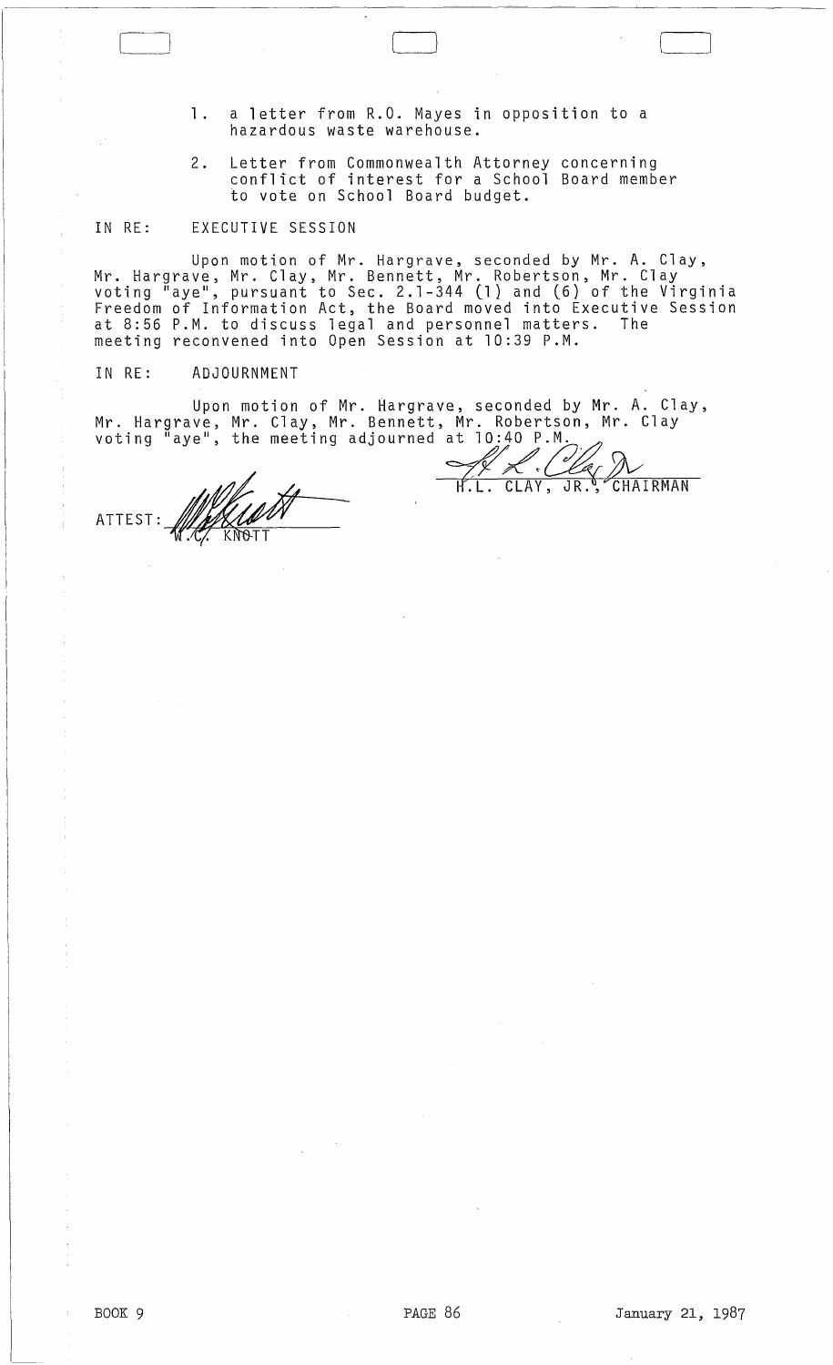1. a letter from R.O. Mayes in opposition to a hazardous waste warehouse.

2. Letter from Commonwealth Attorney concerning conflict of interest for a School Board member to vote on School Board budget.

IN RE: EXECUTIVE SESSION

Upon motion of Mr. Hargrave, seconded by Mr. A. Clay, Mr. Hargrave, Mr. Clay, Mr. Bennett, Mr. Robertson, Mr. Clay voting "aye", pursuant to Sec. 2.1-344 (1) and (6) of the Virginia Freedom of Information Act, the Board moved into Executive Session at 8:56 P.M. to discuss legal and personnel matters. The meeting reconvened into Open Session at 10:39 P.M.

IN RE: ADJOURNMENT

Upon motion of Mr. Hargrave, seconded by Mr. A. Clay, Mr. Hargrave, Mr. Clay, Mr. Bennett, Mr. Robertson, Mr. Clay voting "aye", the meeting adjourned at 10:40 P.M.

H.L. CLAY, JR., CHAIRMAN

ATTEST: W.C. KNOTT

BOOK 9 PAGE 86 January 21, 1987